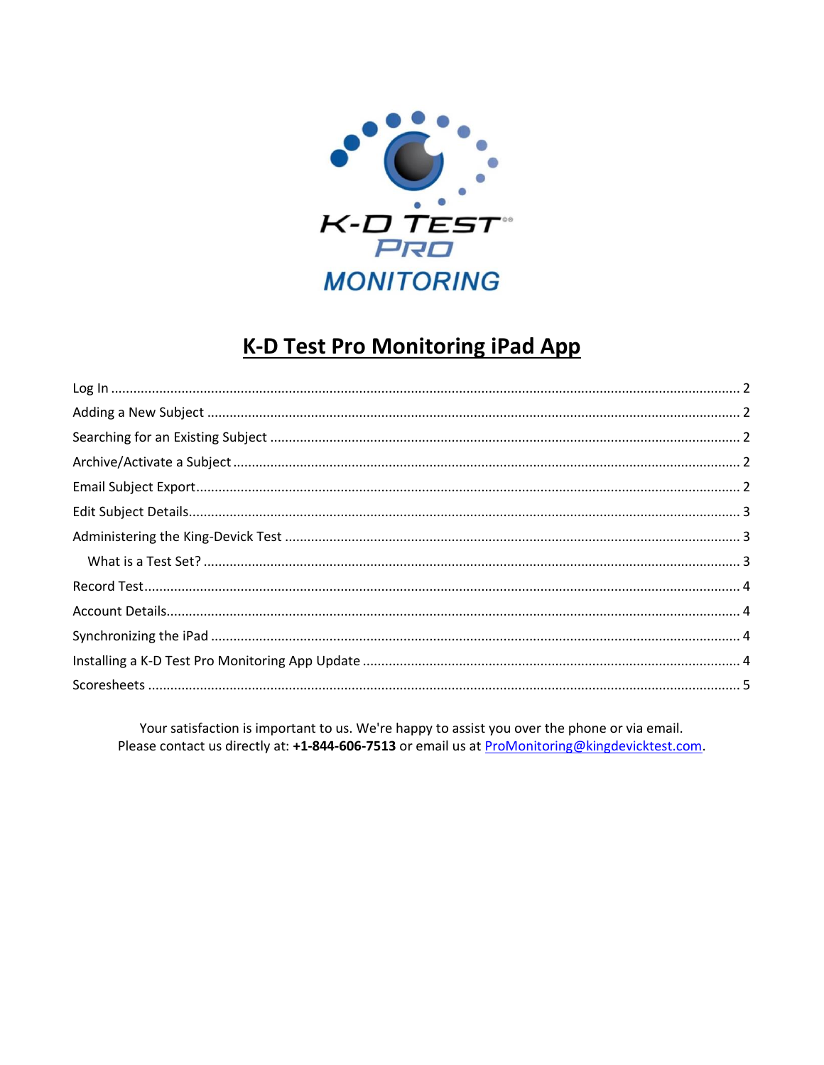# K-D Test Pro Monitoring iPad App

Log In ........................................................................................................................................ 2
Adding a New Subject ............................................................................................................... 2
Searching for an Existing Subject ............................................................................................. 2
Archive/Activate a Subject ........................................................................................................ 2
Email Subject Export ................................................................................................................. 2
Edit Subject Details .................................................................................................................... 3
Administering the King-Devick Test ......................................................................................... 3
What is a Test Set? .................................................................................................................... 3
Record Test ................................................................................................................................ 4
Account Details .......................................................................................................................... 4
Synchronizing the iPad .............................................................................................................. 4
Installing a K-D Test Pro Monitoring App Update ...................................................................... 4
Scoresheets ............................................................................................................................... 5

Your satisfaction is important to us. We're happy to assist you over the phone or via email.
Please contact us directly at: **+1-844-606-7513** or email us at ProMonitoring@kingdevicktest.com.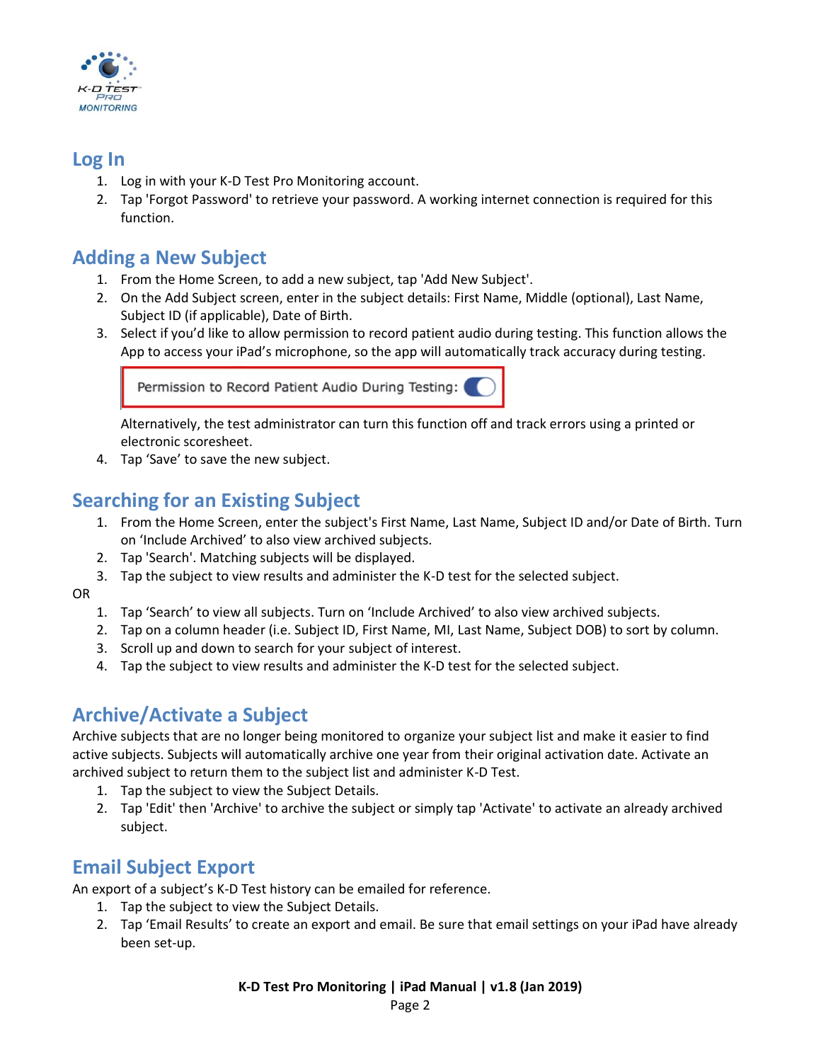## Log In

1. Log in with your K-D Test Pro Monitoring account.
2. Tap 'Forgot Password' to retrieve your password. A working internet connection is required for this function.

## Adding a New Subject

1. From the Home Screen, to add a new subject, tap 'Add New Subject'.
2. On the Add Subject screen, enter in the subject details: First Name, Middle (optional), Last Name, Subject ID (if applicable), Date of Birth.
3. Select if you'd like to allow permission to record patient audio during testing. This function allows the App to access your iPad's microphone, so the app will automatically track accuracy during testing.

   Permission to Record Patient Audio During Testing:

   Alternatively, the test administrator can turn this function off and track errors using a printed or electronic scoresheet.
4. Tap 'Save' to save the new subject.

## Searching for an Existing Subject

1. From the Home Screen, enter the subject's First Name, Last Name, Subject ID and/or Date of Birth. Turn on 'Include Archived' to also view archived subjects.
2. Tap 'Search'. Matching subjects will be displayed.
3. Tap the subject to view results and administer the K-D test for the selected subject.

OR

1. Tap 'Search' to view all subjects. Turn on 'Include Archived' to also view archived subjects.
2. Tap on a column header (i.e. Subject ID, First Name, MI, Last Name, Subject DOB) to sort by column.
3. Scroll up and down to search for your subject of interest.
4. Tap the subject to view results and administer the K-D test for the selected subject.

## Archive/Activate a Subject

Archive subjects that are no longer being monitored to organize your subject list and make it easier to find active subjects. Subjects will automatically archive one year from their original activation date. Activate an archived subject to return them to the subject list and administer K-D Test.

1. Tap the subject to view the Subject Details.
2. Tap 'Edit' then 'Archive' to archive the subject or simply tap 'Activate' to activate an already archived subject.

## Email Subject Export

An export of a subject's K-D Test history can be emailed for reference.

1. Tap the subject to view the Subject Details.
2. Tap 'Email Results' to create an export and email. Be sure that email settings on your iPad have already been set-up.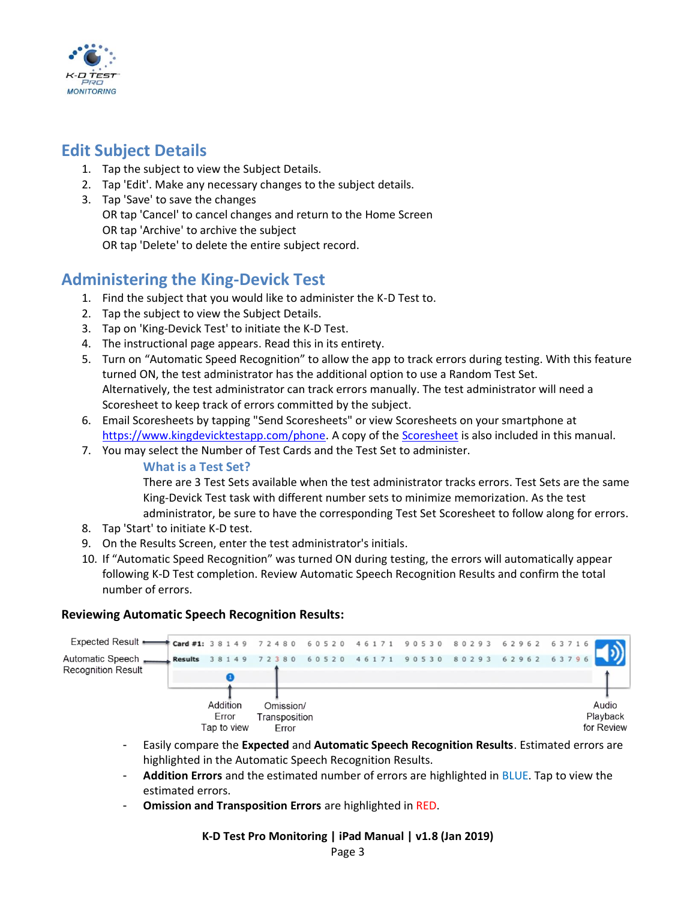## Edit Subject Details

1. Tap the subject to view the Subject Details.
2. Tap 'Edit'. Make any necessary changes to the subject details.
3. Tap 'Save' to save the changes
   OR tap 'Cancel' to cancel changes and return to the Home Screen
   OR tap 'Archive' to archive the subject
   OR tap 'Delete' to delete the entire subject record.

## Administering the King-Devick Test

1. Find the subject that you would like to administer the K-D Test to.
2. Tap the subject to view the Subject Details.
3. Tap on 'King-Devick Test' to initiate the K-D Test.
4. The instructional page appears. Read this in its entirety.
5. Turn on "Automatic Speed Recognition" to allow the app to track errors during testing. With this feature turned ON, the test administrator has the additional option to use a Random Test Set.
   Alternatively, the test administrator can track errors manually. The test administrator will need a Scoresheet to keep track of errors committed by the subject.
6. Email Scoresheets by tapping "Send Scoresheets" or view Scoresheets on your smartphone at https://www.kingdevicktestapp.com/phone. A copy of the Scoresheet is also included in this manual.
7. You may select the Number of Test Cards and the Test Set to administer.

   ### What is a Test Set?

   There are 3 Test Sets available when the test administrator tracks errors. Test Sets are the same King-Devick Test task with different number sets to minimize memorization. As the test administrator, be sure to have the corresponding Test Set Scoresheet to follow along for errors.
8. Tap 'Start' to initiate K-D test.
9. On the Results Screen, enter the test administrator's initials.
10. If "Automatic Speech Recognition" was turned ON during testing, the errors will automatically appear following K-D Test completion. Review Automatic Speech Recognition Results and confirm the total number of errors.

**Reviewing Automatic Speech Recognition Results:**

Expected Result → **Card #1:** 3 8 1 4 9 7 2 4 8 0 6 0 5 2 0 4 6 1 7 1 9 0 5 3 0 8 0 2 9 3 6 2 9 6 2 6 3 7 1 6

Automatic Speech Recognition Result → **Results** 3 8 1 4 9 7 2 3 8 0 6 0 5 2 0 4 6 1 7 1 9 0 5 3 0 8 0 2 9 3 6 2 9 6 2 6 3 7 9 6

Addition Error Tap to view | Omission/ Transposition Error | Audio Playback for Review

- Easily compare the **Expected** and **Automatic Speech Recognition Results**. Estimated errors are highlighted in the Automatic Speech Recognition Results.
- **Addition Errors** and the estimated number of errors are highlighted in BLUE. Tap to view the estimated errors.
- **Omission and Transposition Errors** are highlighted in RED.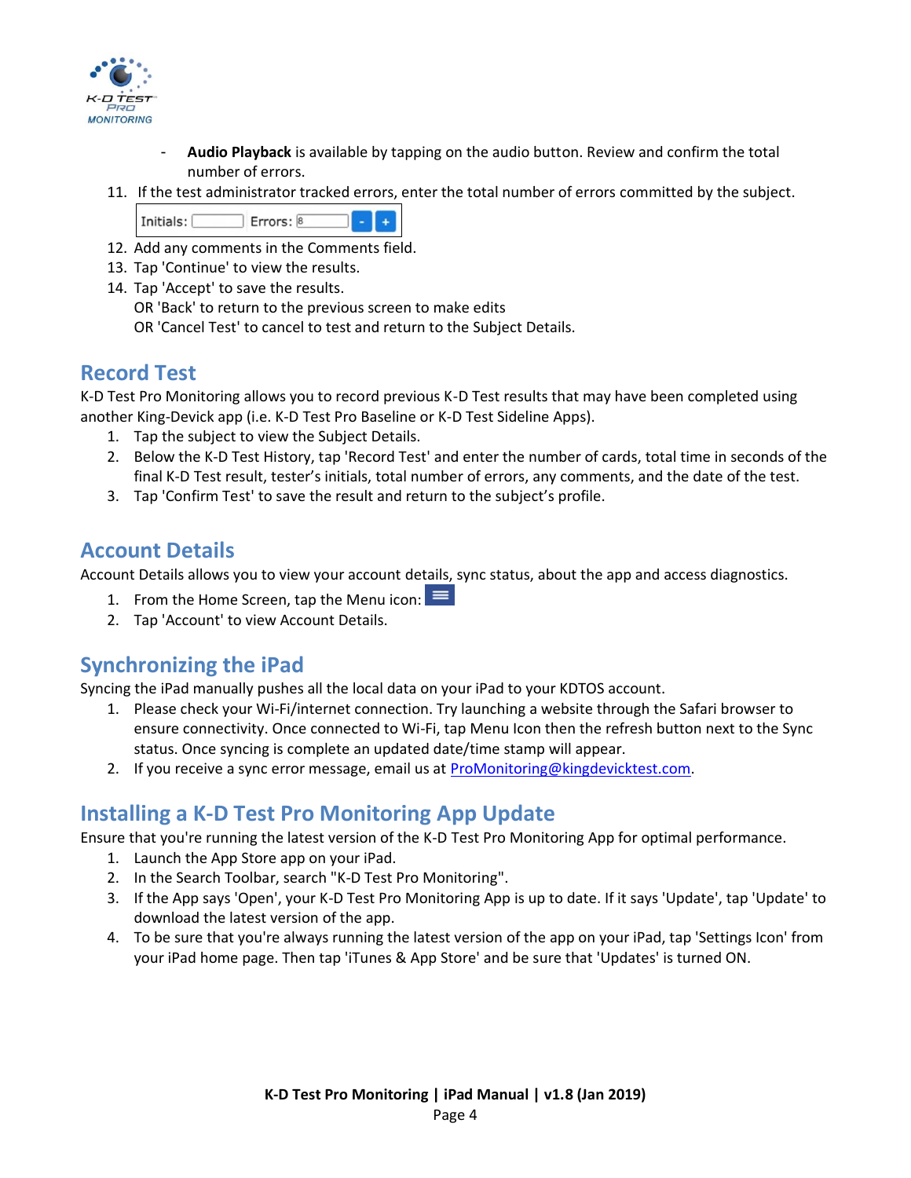- **Audio Playback** is available by tapping on the audio button. Review and confirm the total number of errors.

11. If the test administrator tracked errors, enter the total number of errors committed by the subject.

    Initials: Errors: 8 - +

12. Add any comments in the Comments field.
13. Tap 'Continue' to view the results.
14. Tap 'Accept' to save the results.
    OR 'Back' to return to the previous screen to make edits
    OR 'Cancel Test' to cancel to test and return to the Subject Details.

## Record Test

K-D Test Pro Monitoring allows you to record previous K-D Test results that may have been completed using another King-Devick app (i.e. K-D Test Pro Baseline or K-D Test Sideline Apps).

1. Tap the subject to view the Subject Details.
2. Below the K-D Test History, tap 'Record Test' and enter the number of cards, total time in seconds of the final K-D Test result, tester's initials, total number of errors, any comments, and the date of the test.
3. Tap 'Confirm Test' to save the result and return to the subject's profile.

## Account Details

Account Details allows you to view your account details, sync status, about the app and access diagnostics.

1. From the Home Screen, tap the Menu icon:
2. Tap 'Account' to view Account Details.

## Synchronizing the iPad

Syncing the iPad manually pushes all the local data on your iPad to your KDTOS account.

1. Please check your Wi-Fi/internet connection. Try launching a website through the Safari browser to ensure connectivity. Once connected to Wi-Fi, tap Menu Icon then the refresh button next to the Sync status. Once syncing is complete an updated date/time stamp will appear.
2. If you receive a sync error message, email us at ProMonitoring@kingdevicktest.com.

## Installing a K-D Test Pro Monitoring App Update

Ensure that you're running the latest version of the K-D Test Pro Monitoring App for optimal performance.

1. Launch the App Store app on your iPad.
2. In the Search Toolbar, search "K-D Test Pro Monitoring".
3. If the App says 'Open', your K-D Test Pro Monitoring App is up to date. If it says 'Update', tap 'Update' to download the latest version of the app.
4. To be sure that you're always running the latest version of the app on your iPad, tap 'Settings Icon' from your iPad home page. Then tap 'iTunes & App Store' and be sure that 'Updates' is turned ON.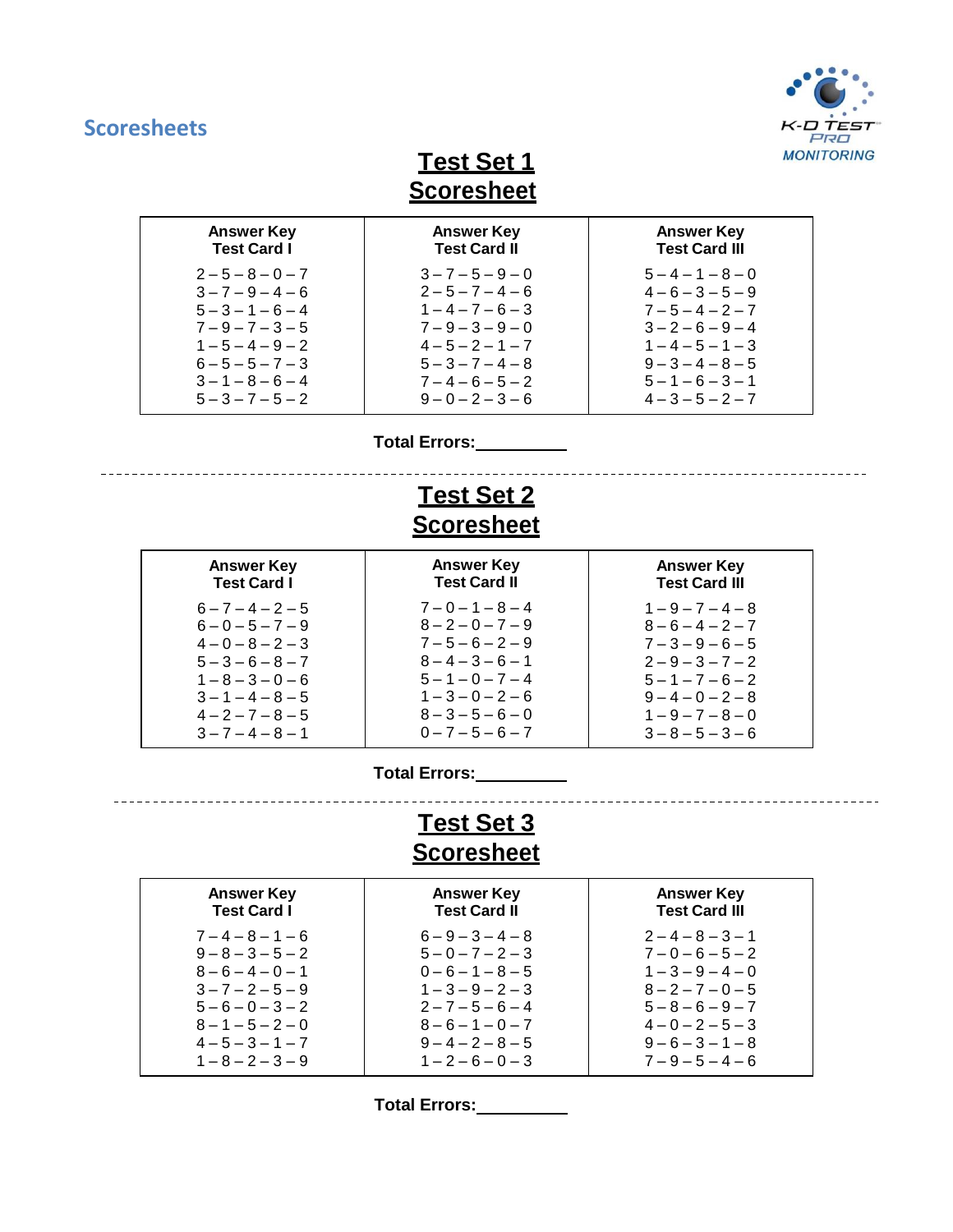## Scoresheets

K-D TEST PRO MONITORING

# Test Set 1 Scoresheet

| Answer Key Test Card I | Answer Key Test Card II | Answer Key Test Card III |
|---|---|---|
| 2 – 5 – 8 – 0 – 7 | 3 – 7 – 5 – 9 – 0 | 5 – 4 – 1 – 8 – 0 |
| 3 – 7 – 9 – 4 – 6 | 2 – 5 – 7 – 4 – 6 | 4 – 6 – 3 – 5 – 9 |
| 5 – 3 – 1 – 6 – 4 | 1 – 4 – 7 – 6 – 3 | 7 – 5 – 4 – 2 – 7 |
| 7 – 9 – 7 – 3 – 5 | 7 – 9 – 3 – 9 – 0 | 3 – 2 – 6 – 9 – 4 |
| 1 – 5 – 4 – 9 – 2 | 4 – 5 – 2 – 1 – 7 | 1 – 4 – 5 – 1 – 3 |
| 6 – 5 – 5 – 7 – 3 | 5 – 3 – 7 – 4 – 8 | 9 – 3 – 4 – 8 – 5 |
| 3 – 1 – 8 – 6 – 4 | 7 – 4 – 6 – 5 – 2 | 5 – 1 – 6 – 3 – 1 |
| 5 – 3 – 7 – 5 – 2 | 9 – 0 – 2 – 3 – 6 | 4 – 3 – 5 – 2 – 7 |

**Total Errors:__________**

# Test Set 2 Scoresheet

| Answer Key Test Card I | Answer Key Test Card II | Answer Key Test Card III |
|---|---|---|
| 6 – 7 – 4 – 2 – 5 | 7 – 0 – 1 – 8 – 4 | 1 – 9 – 7 – 4 – 8 |
| 6 – 0 – 5 – 7 – 9 | 8 – 2 – 0 – 7 – 9 | 8 – 6 – 4 – 2 – 7 |
| 4 – 0 – 8 – 2 – 3 | 7 – 5 – 6 – 2 – 9 | 7 – 3 – 9 – 6 – 5 |
| 5 – 3 – 6 – 8 – 7 | 8 – 4 – 3 – 6 – 1 | 2 – 9 – 3 – 7 – 2 |
| 1 – 8 – 3 – 0 – 6 | 5 – 1 – 0 – 7 – 4 | 5 – 1 – 7 – 6 – 2 |
| 3 – 1 – 4 – 8 – 5 | 1 – 3 – 0 – 2 – 6 | 9 – 4 – 0 – 2 – 8 |
| 4 – 2 – 7 – 8 – 5 | 8 – 3 – 5 – 6 – 0 | 1 – 9 – 7 – 8 – 0 |
| 3 – 7 – 4 – 8 – 1 | 0 – 7 – 5 – 6 – 7 | 3 – 8 – 5 – 3 – 6 |

**Total Errors:__________**

# Test Set 3 Scoresheet

| Answer Key Test Card I | Answer Key Test Card II | Answer Key Test Card III |
|---|---|---|
| 7 – 4 – 8 – 1 – 6 | 6 – 9 – 3 – 4 – 8 | 2 – 4 – 8 – 3 – 1 |
| 9 – 8 – 3 – 5 – 2 | 5 – 0 – 7 – 2 – 3 | 7 – 0 – 6 – 5 – 2 |
| 8 – 6 – 4 – 0 – 1 | 0 – 6 – 1 – 8 – 5 | 1 – 3 – 9 – 4 – 0 |
| 3 – 7 – 2 – 5 – 9 | 1 – 3 – 9 – 2 – 3 | 8 – 2 – 7 – 0 – 5 |
| 5 – 6 – 0 – 3 – 2 | 2 – 7 – 5 – 6 – 4 | 5 – 8 – 6 – 9 – 7 |
| 8 – 1 – 5 – 2 – 0 | 8 – 6 – 1 – 0 – 7 | 4 – 0 – 2 – 5 – 3 |
| 4 – 5 – 3 – 1 – 7 | 9 – 4 – 2 – 8 – 5 | 9 – 6 – 3 – 1 – 8 |
| 1 – 8 – 2 – 3 – 9 | 1 – 2 – 6 – 0 – 3 | 7 – 9 – 5 – 4 – 6 |

**Total Errors:__________**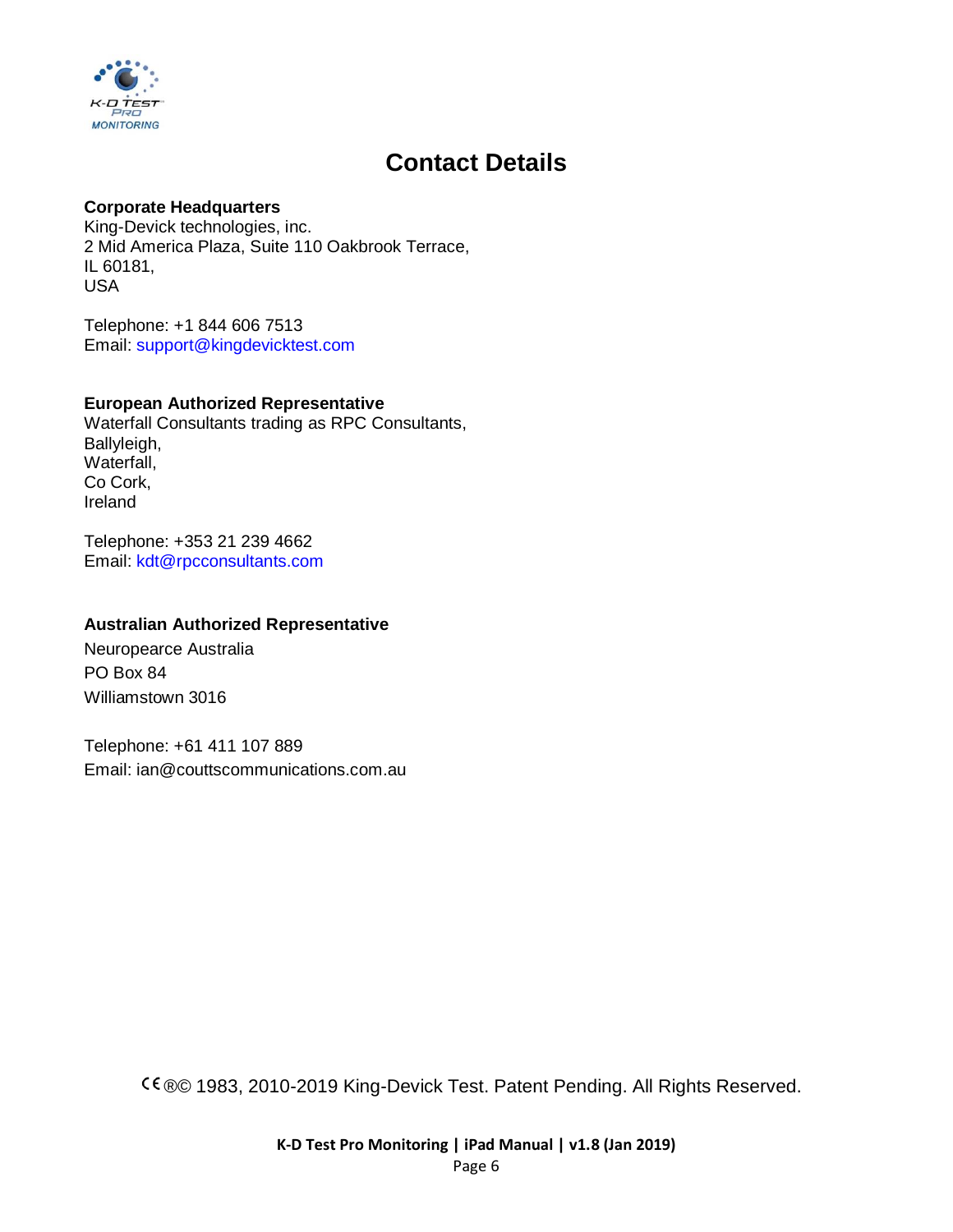# Contact Details

**Corporate Headquarters**
King-Devick technologies, inc.
2 Mid America Plaza, Suite 110 Oakbrook Terrace,
IL 60181,
USA

Telephone: +1 844 606 7513
Email: support@kingdevicktest.com

**European Authorized Representative**
Waterfall Consultants trading as RPC Consultants,
Ballyleigh,
Waterfall,
Co Cork,
Ireland

Telephone: +353 21 239 4662
Email: kdt@rpcconsultants.com

**Australian Authorized Representative**
Neuropearce Australia
PO Box 84
Williamstown 3016

Telephone: +61 411 107 889
Email: ian@couttscommunications.com.au

CE ®© 1983, 2010-2019 King-Devick Test. Patent Pending. All Rights Reserved.